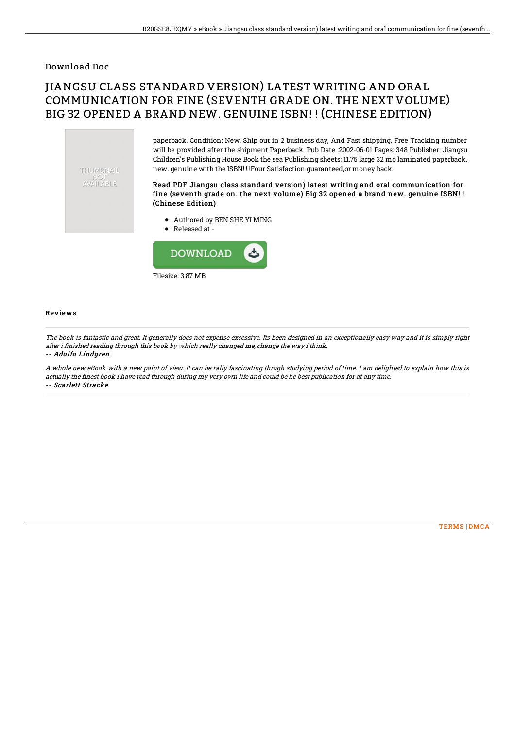Download Doc

# JIANGSU CLASS STANDARD VERSION) LATEST WRITING AND ORAL COMMUNICATION FOR FINE (SEVENTH GRADE ON. THE NEXT VOLUME) BIG 32 OPENED A BRAND NEW. GENUINE ISBN! ! (CHINESE EDITION)

paperback. Condition: New. Ship out in 2 business day, And Fast shipping, Free Tracking number will be provided after the shipment.Paperback. Pub Date :2002-06-01 Pages: 348 Publisher: Jiangsu Children's Publishing House Book the sea Publishing sheets: 11.75 large 32 mo laminated paperback. new. genuine with the ISBN! ! !Four Satisfaction guaranteed,or money back.

**Read PDF Jiangsu class standard version) latest writing and oral communication for fine (seventh grade on. the next volume) Big 32 opened a brand new. genuine ISBN! ! (Chinese Edition)**

- Authored by BEN SHE.YI MING
- Released at -

Filesize: 3.87 MB

## Reviews

*The book is fantastic and great. It generally does not expense excessive. Its been designed in an exceptionally easy way and it is simply right after i finished reading through this book by which really changed me, change the way i think.*
-- ***Adolfo Lindgren***

*A whole new eBook with a new point of view. It can be rally fascinating throgh studying period of time. I am delighted to explain how this is actually the finest book i have read through during my very own life and could be he best publication for at any time.*
-- ***Scarlett Stracke***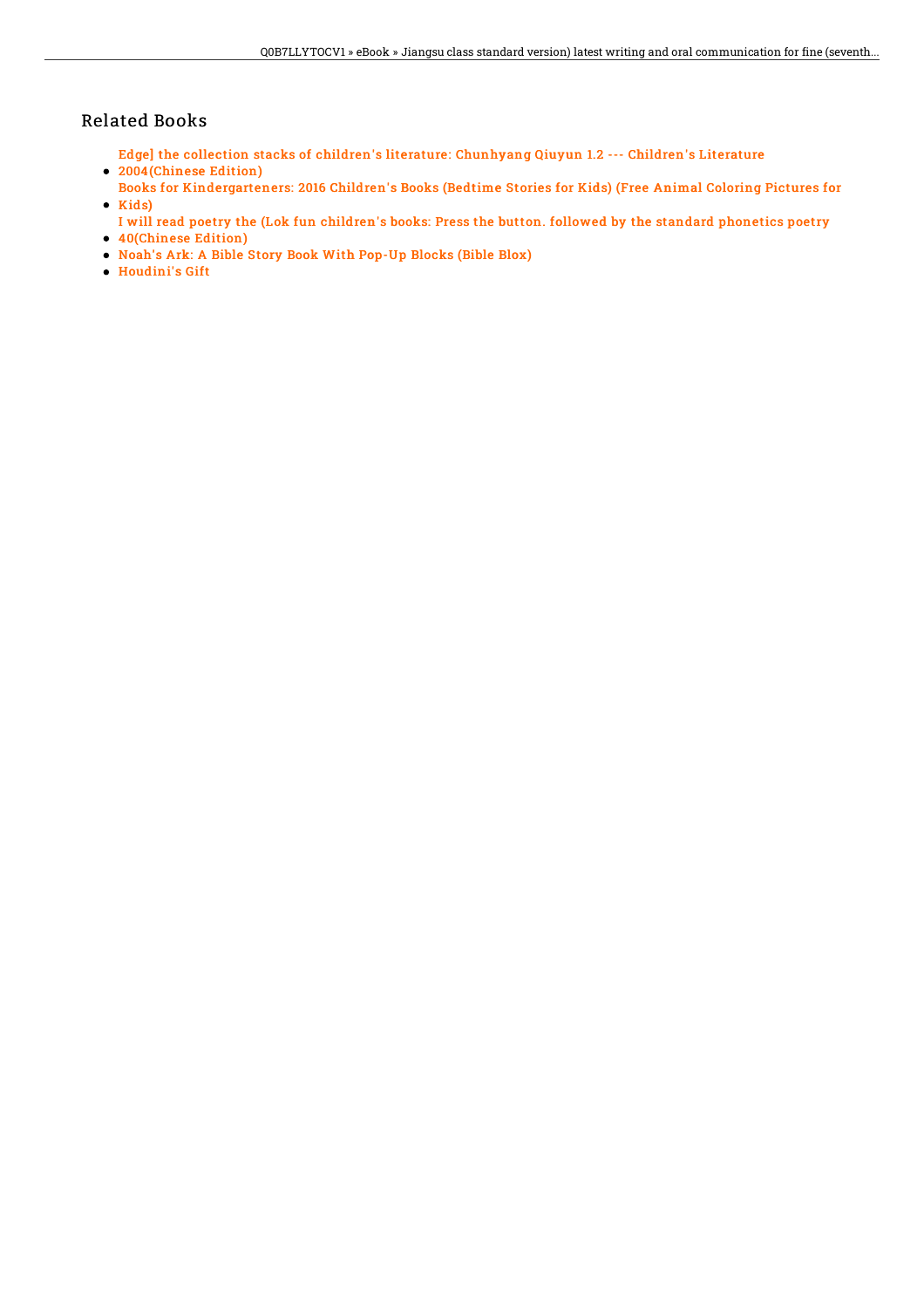## Related Books

- Edge] the collection stacks of children's literature: Chunhyang Qiuyun 1.2 --- Children's Literature 2004(Chinese Edition)
- Books for Kindergarteners: 2016 Children's Books (Bedtime Stories for Kids) (Free Animal Coloring Pictures for Kids)
- I will read poetry the (Lok fun children's books: Press the button. followed by the standard phonetics poetry 40(Chinese Edition)
- Noah's Ark: A Bible Story Book With Pop-Up Blocks (Bible Blox)
- Houdini's Gift